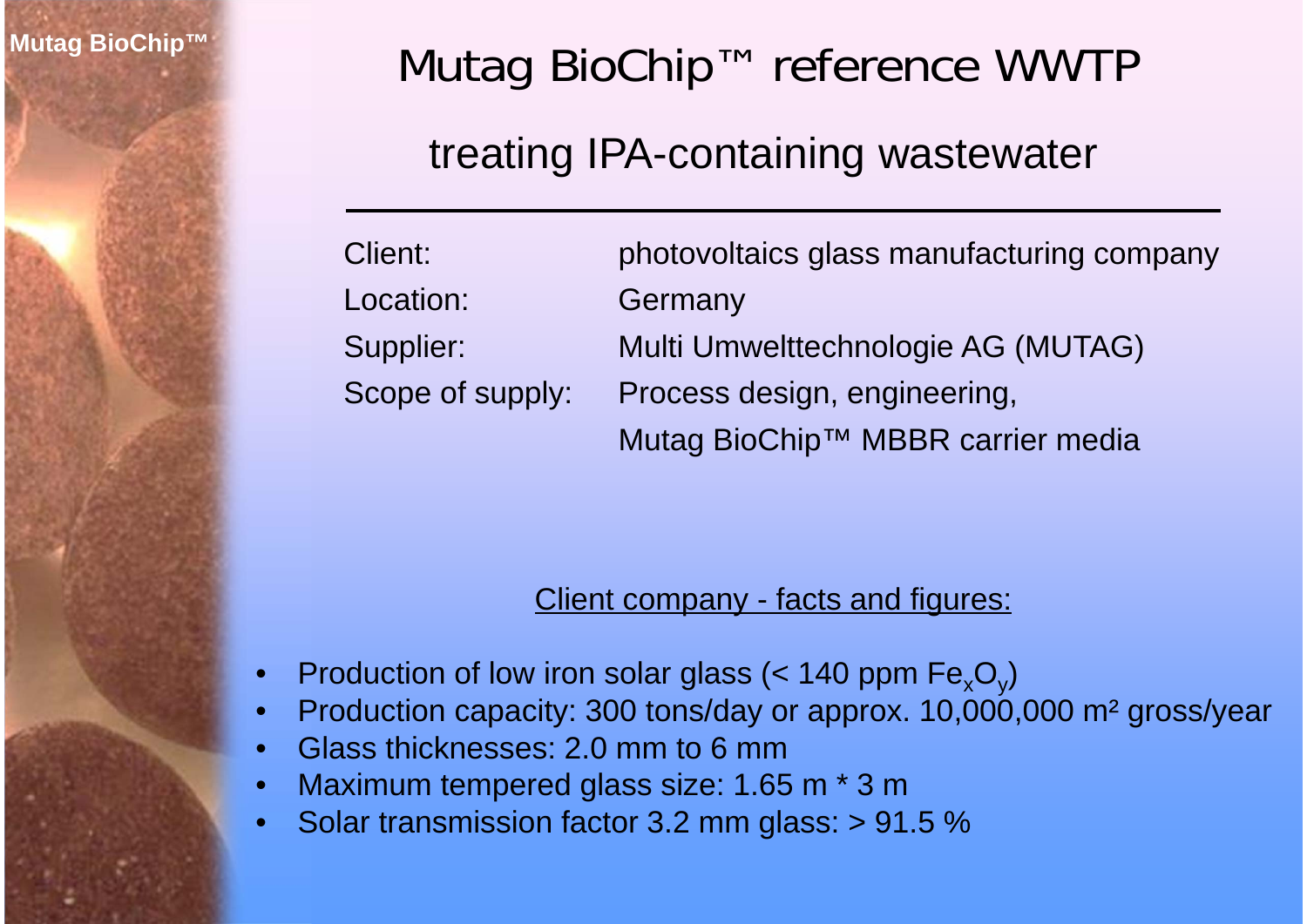# Mutag BioChip™ reference WWTP

## treating IPA-containing wastewater

| | |
|---|---|
| Client: | photovoltaics glass manufacturing company |
| Location: | Germany |
| Supplier: | Multi Umwelttechnologie AG (MUTAG) |
| Scope of supply: | Process design, engineering, Mutag BioChip™ MBBR carrier media |

Client company - facts and figures:

- Production of low iron solar glass (< 140 ppm $Fe_xO_y$)
- Production capacity: 300 tons/day or approx. 10,000,000 m² gross/year
- Glass thicknesses: 2.0 mm to 6 mm
- Maximum tempered glass size: 1.65 m * 3 m
- Solar transmission factor 3.2 mm glass: > 91.5 %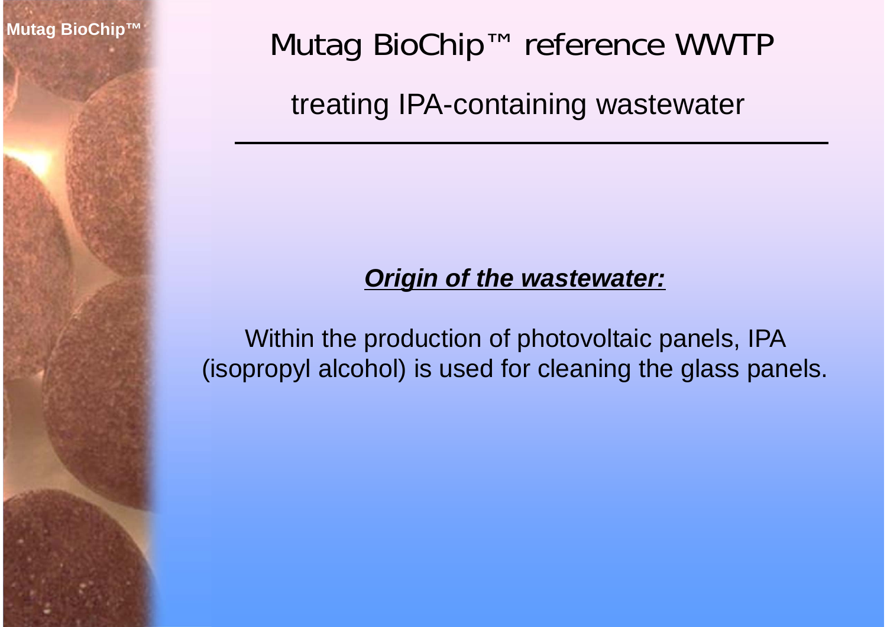# Mutag BioChip™ reference WWTP

## treating IPA-containing wastewater

***Origin of the wastewater:***

Within the production of photovoltaic panels, IPA (isopropyl alcohol) is used for cleaning the glass panels.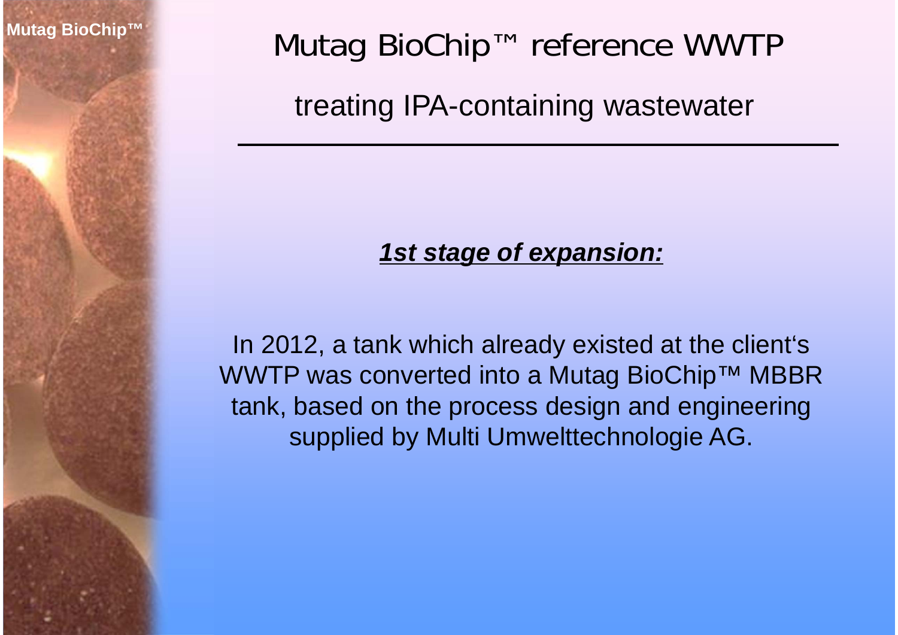# Mutag BioChip™ reference WWTP

## treating IPA-containing wastewater

***1st stage of expansion:***

In 2012, a tank which already existed at the client's WWTP was converted into a Mutag BioChip™ MBBR tank, based on the process design and engineering supplied by Multi Umwelttechnologie AG.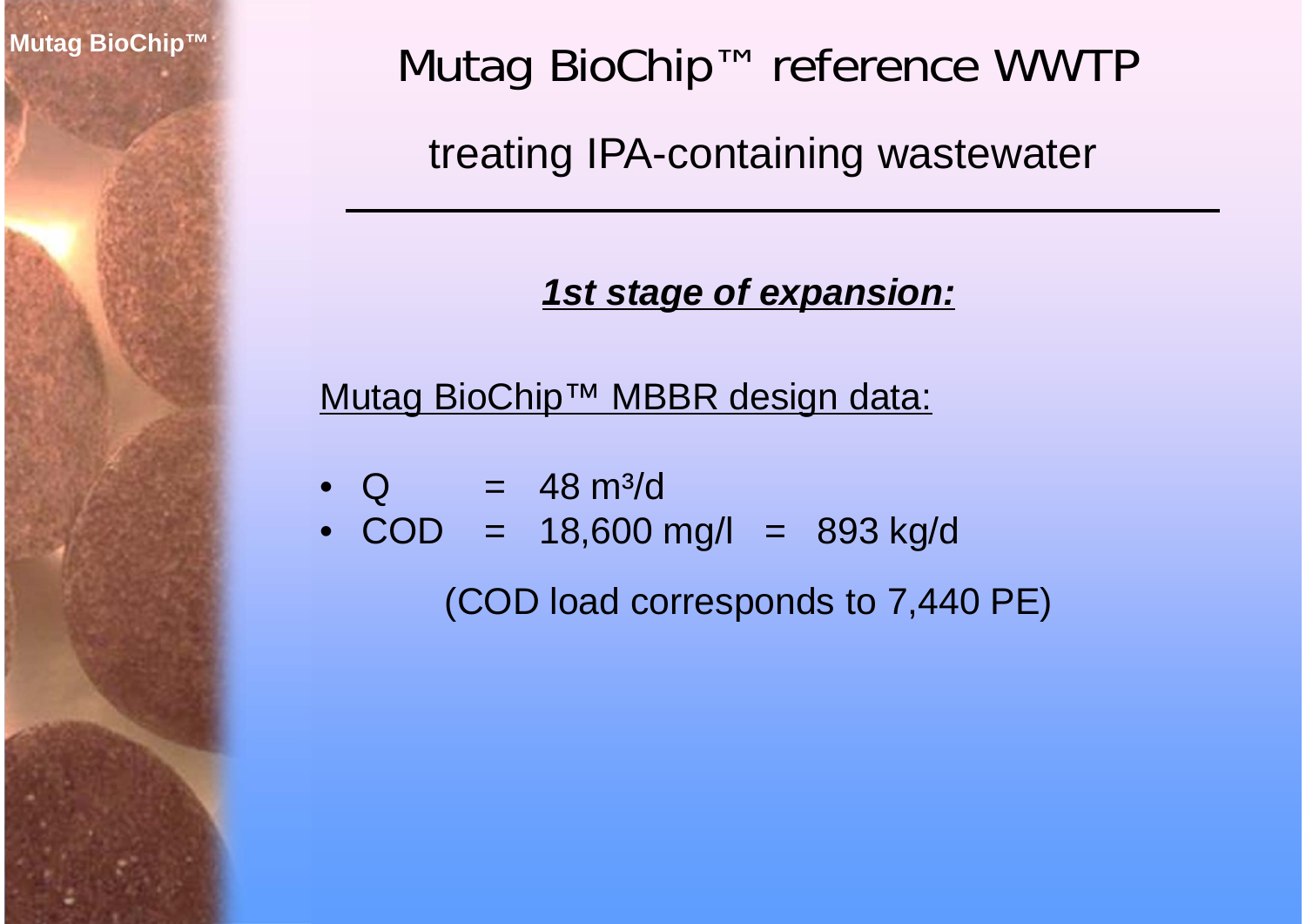# Mutag BioChip™ reference WWTP

## treating IPA-containing wastewater

***1st stage of expansion:***

Mutag BioChip™ MBBR design data:

- Q = 48 m³/d
- COD = 18,600 mg/l = 893 kg/d

(COD load corresponds to 7,440 PE)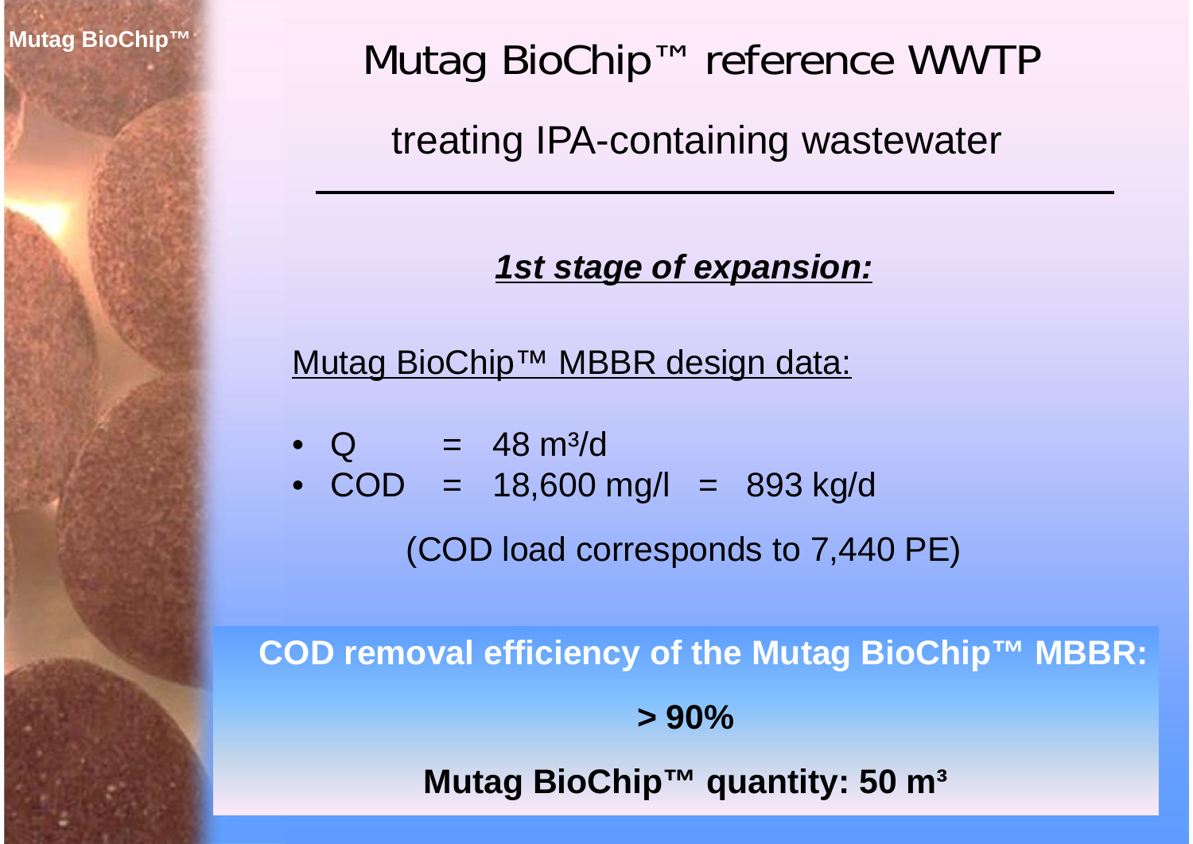# Mutag BioChip™ reference WWTP

## treating IPA-containing wastewater

***1st stage of expansion:***

Mutag BioChip™ MBBR design data:

- Q = 48 m³/d
- COD = 18,600 mg/l = 893 kg/d

(COD load corresponds to 7,440 PE)

**COD removal efficiency of the Mutag BioChip™ MBBR:**

**> 90%**

**Mutag BioChip™ quantity: 50 m³**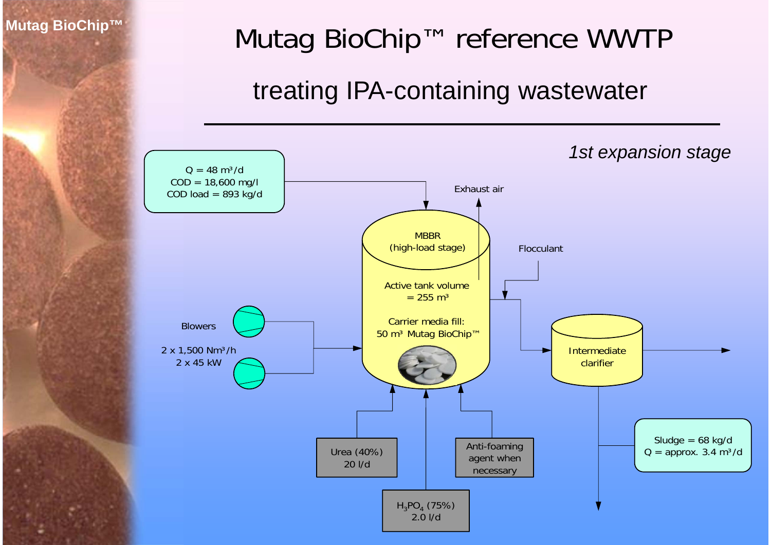Mutag BioChip™

# Mutag BioChip™ reference WWTP

## treating IPA-containing wastewater

*1st expansion stage*

Q = 48 m³/d
COD = 18,600 mg/l
COD load = 893 kg/d

Exhaust air

MBBR
(high-load stage)

Active tank volume
= 255 m³

Carrier media fill:
50 m³ Mutag BioChip™

Flocculant

Blowers

2 x 1,500 Nm³/h
2 x 45 kW

Intermediate clarifier

Sludge = 68 kg/d
Q = approx. 3.4 m³/d

Urea (40%)
20 l/d

Anti-foaming agent when necessary

$H_3PO_4$ (75%)
2.0 l/d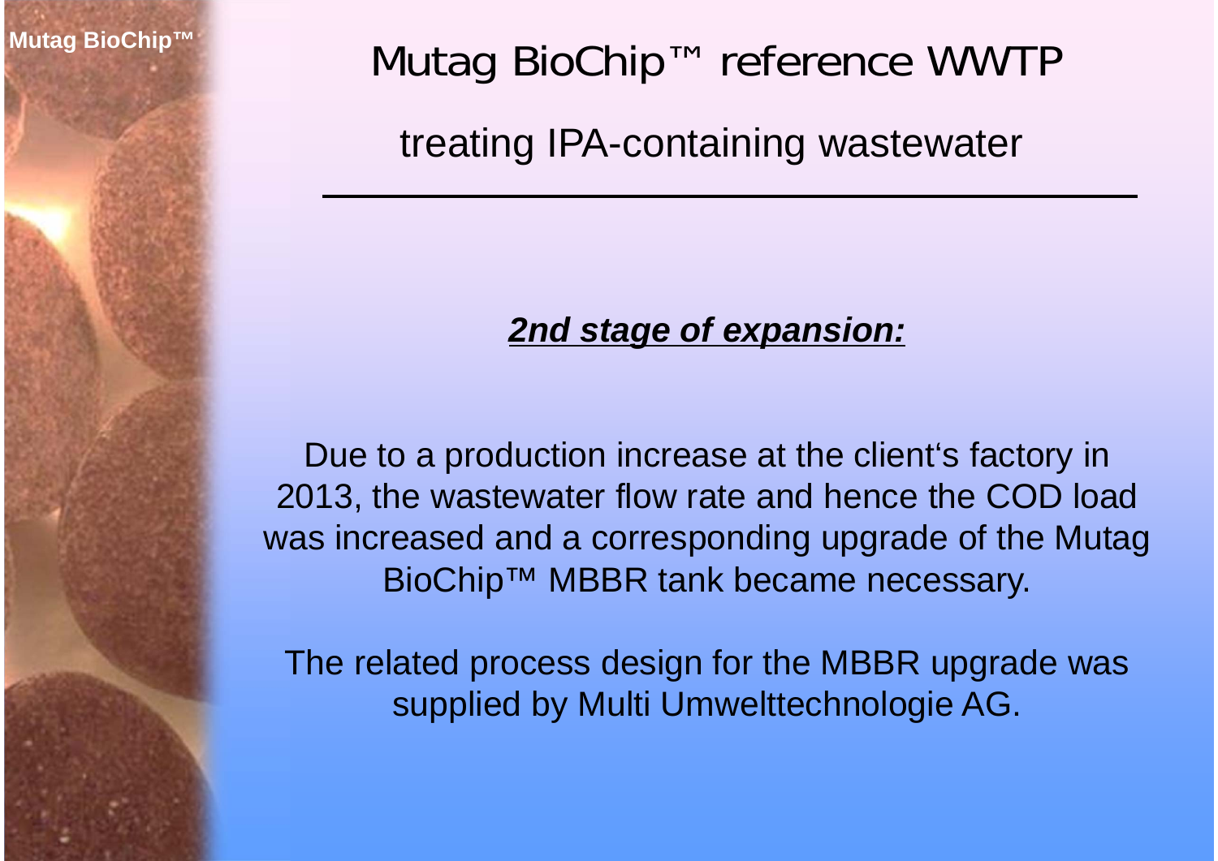# Mutag BioChip™ reference WWTP

## treating IPA-containing wastewater

***2nd stage of expansion:***

Due to a production increase at the client‘s factory in 2013, the wastewater flow rate and hence the COD load was increased and a corresponding upgrade of the Mutag BioChip™ MBBR tank became necessary.

The related process design for the MBBR upgrade was supplied by Multi Umwelttechnologie AG.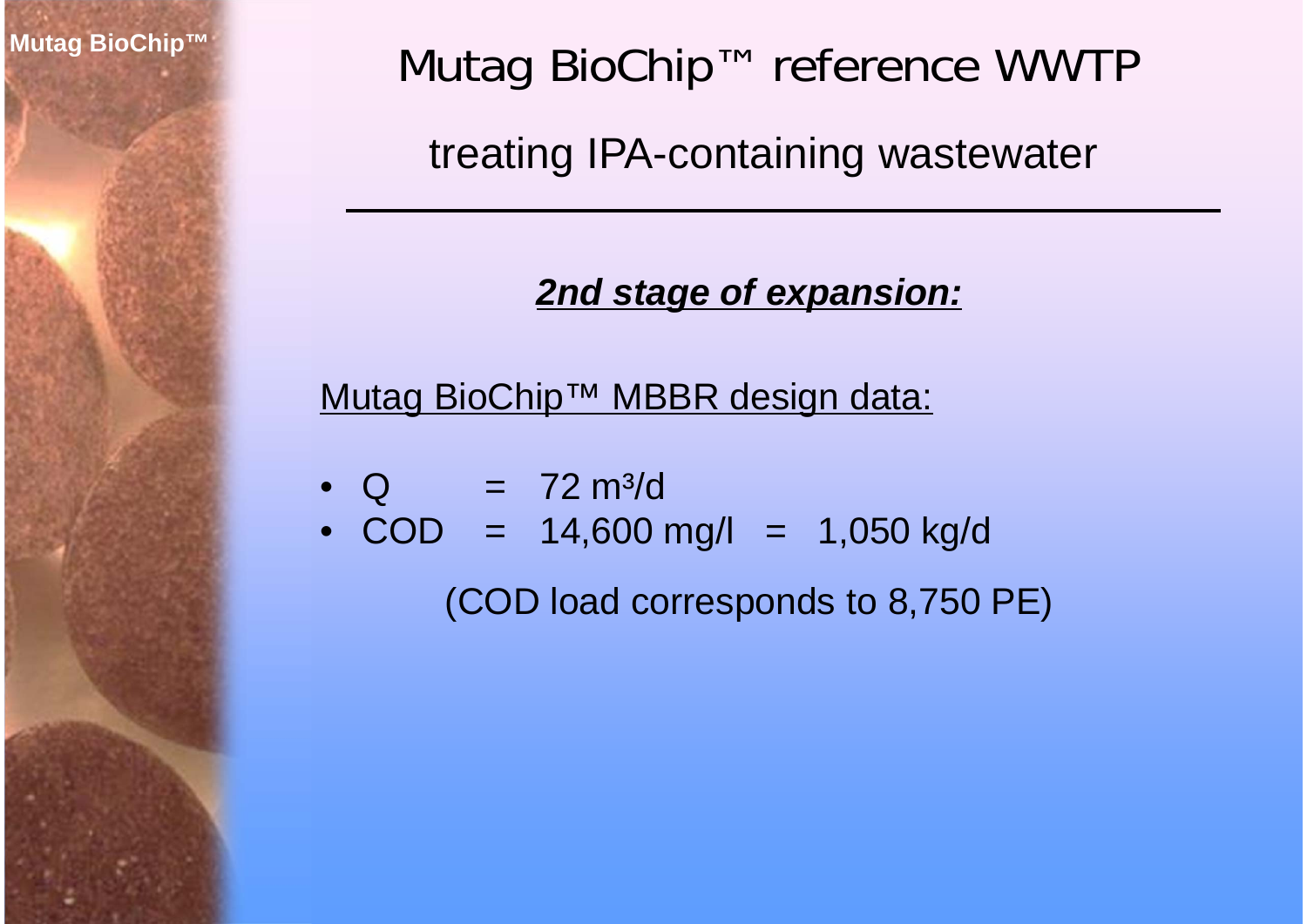# Mutag BioChip™ reference WWTP

## treating IPA-containing wastewater

***2nd stage of expansion:***

Mutag BioChip™ MBBR design data:

- Q = 72 m³/d
- COD = 14,600 mg/l = 1,050 kg/d

(COD load corresponds to 8,750 PE)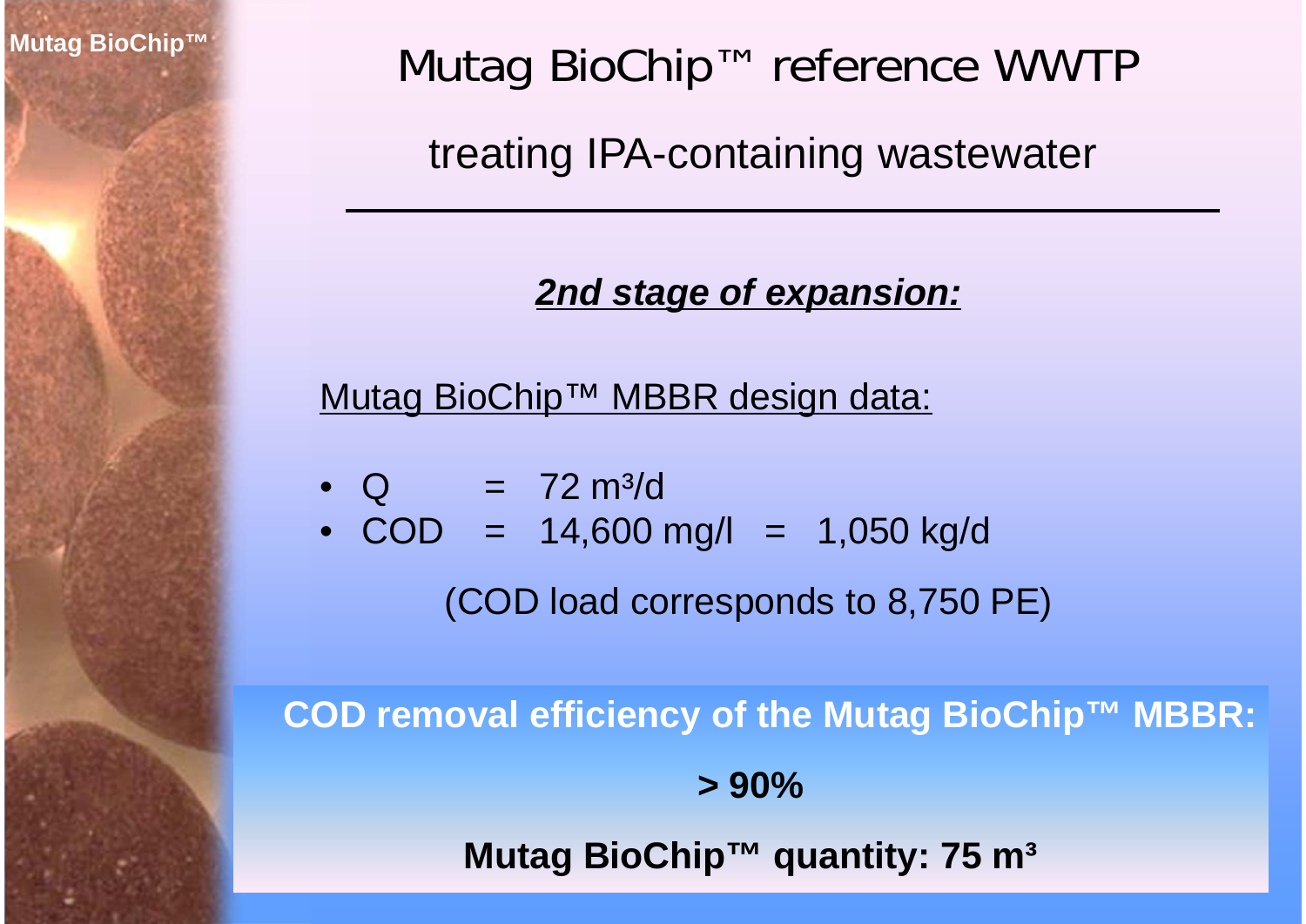# Mutag BioChip™ reference WWTP

## treating IPA-containing wastewater

***2nd stage of expansion:***

Mutag BioChip™ MBBR design data:

- Q = 72 m³/d
- COD = 14,600 mg/l = 1,050 kg/d

(COD load corresponds to 8,750 PE)

**COD removal efficiency of the Mutag BioChip™ MBBR:**

**> 90%**

**Mutag BioChip™ quantity: 75 m³**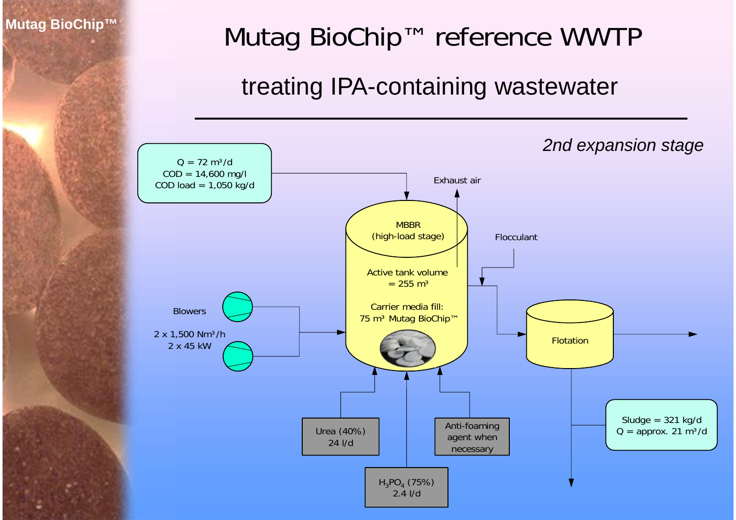Mutag BioChip™

# Mutag BioChip™ reference WWTP

## treating IPA-containing wastewater

*2nd expansion stage*

Q = 72 m³/d
COD = 14,600 mg/l
COD load = 1,050 kg/d

Exhaust air

MBBR
(high-load stage)

Active tank volume
= 255 m³

Carrier media fill:
75 m³ Mutag BioChip™

Flocculant

Blowers

2 x 1,500 Nm³/h
2 x 45 kW

Flotation

Urea (40%)
24 l/d

Anti-foaming agent when necessary

$H_3PO_4$ (75%)
2.4 l/d

Sludge = 321 kg/d
Q = approx. 21 m³/d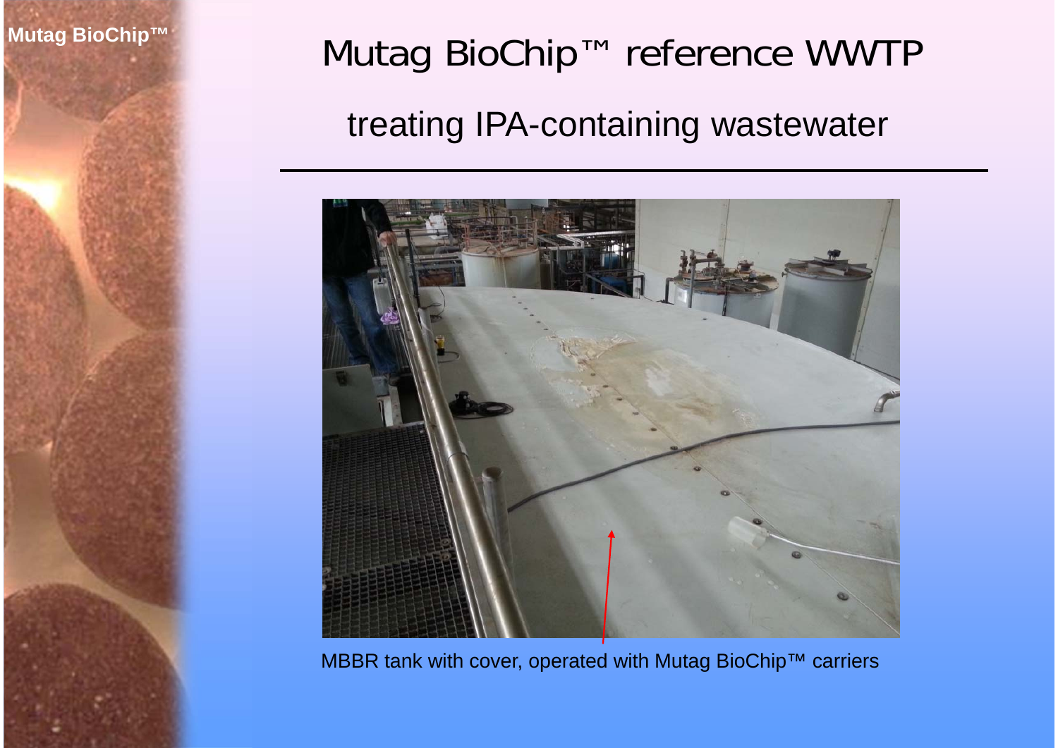# Mutag BioChip™ reference WWTP

## treating IPA-containing wastewater

MBBR tank with cover, operated with Mutag BioChip™ carriers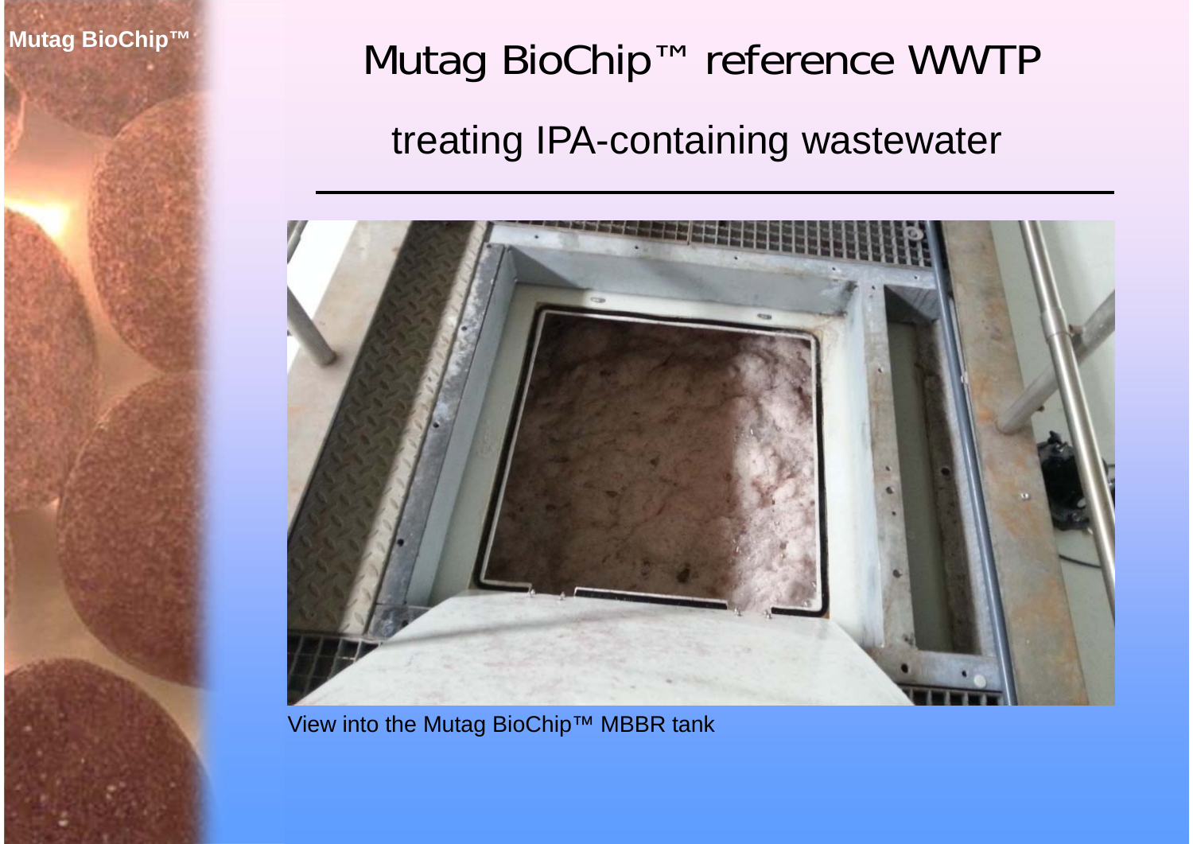# Mutag BioChip™ reference WWTP

## treating IPA-containing wastewater

View into the Mutag BioChip™ MBBR tank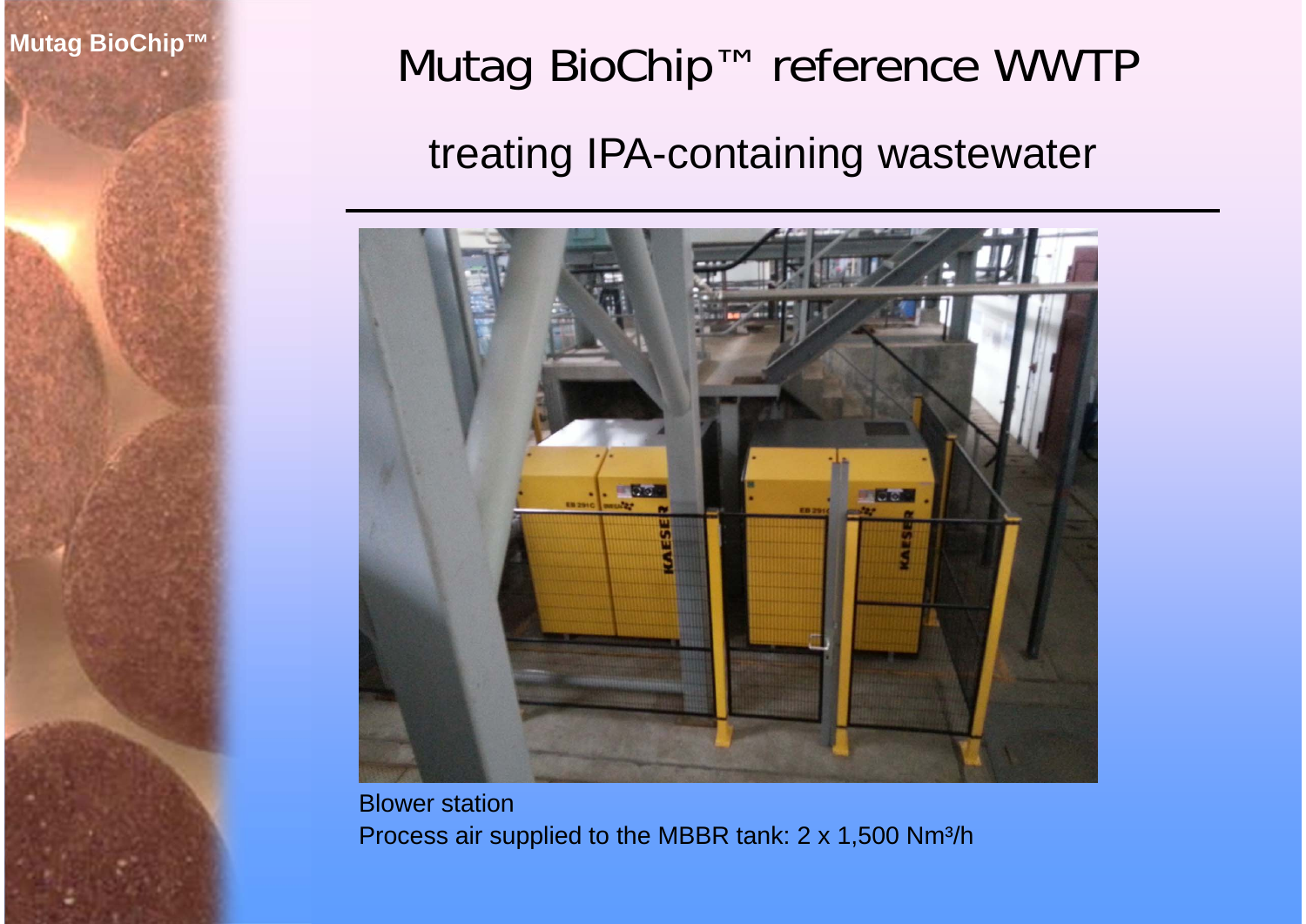# Mutag BioChip™ reference WWTP

## treating IPA-containing wastewater

Blower station

Process air supplied to the MBBR tank: 2 x 1,500 $Nm^3/h$